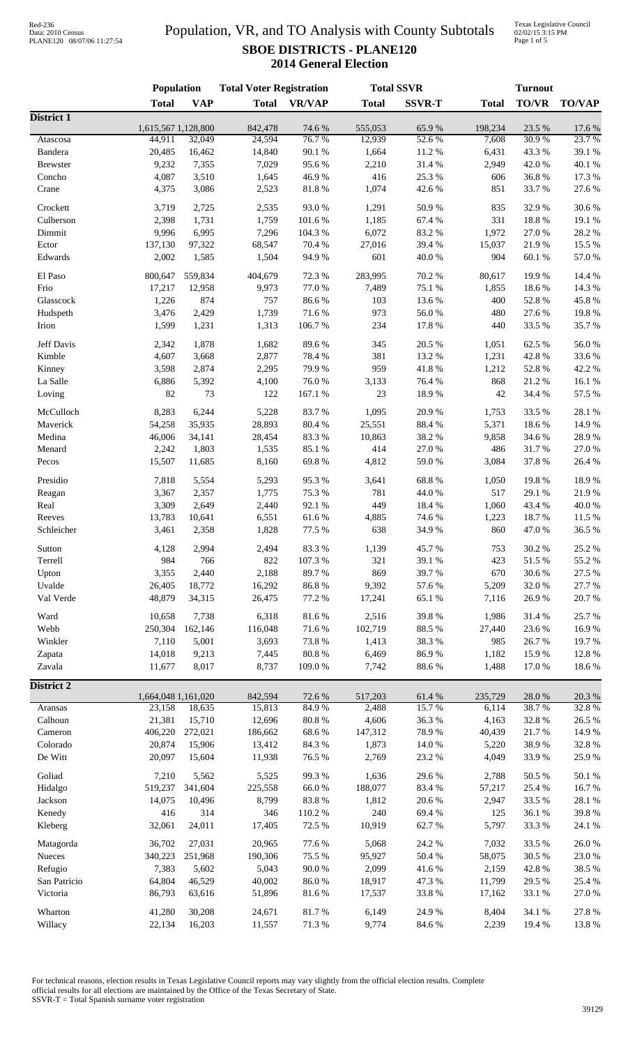# Population, VR, and TO Analysis with County Subtotals

## SBOE DISTRICTS - PLANE120

## 2014 General Election

Red-236
Data: 2010 Census
PLANE120 08/07/06 11:27:54

Texas Legislative Council
02/02/15 3:15 PM

| | Population | | Total Voter Registration | | Total SSVR | | Turnout | | |
|---|---|---|---|---|---|---|---|---|---|
| | **Total** | **VAP** | **Total** | **VR/VAP** | **Total** | **SSVR-T** | **Total** | **TO/VR** | **TO/VAP** |
| **District 1** | | | | | | | | | |
| | 1,615,567 | 1,128,800 | 842,478 | 74.6 % | 555,053 | 65.9 % | 198,234 | 23.5 % | 17.6 % |
| Atascosa | 44,911 | 32,049 | 24,594 | 76.7 % | 12,939 | 52.6 % | 7,608 | 30.9 % | 23.7 % |
| Bandera | 20,485 | 16,462 | 14,840 | 90.1 % | 1,664 | 11.2 % | 6,431 | 43.3 % | 39.1 % |
| Brewster | 9,232 | 7,355 | 7,029 | 95.6 % | 2,210 | 31.4 % | 2,949 | 42.0 % | 40.1 % |
| Concho | 4,087 | 3,510 | 1,645 | 46.9 % | 416 | 25.3 % | 606 | 36.8 % | 17.3 % |
| Crane | 4,375 | 3,086 | 2,523 | 81.8 % | 1,074 | 42.6 % | 851 | 33.7 % | 27.6 % |
| Crockett | 3,719 | 2,725 | 2,535 | 93.0 % | 1,291 | 50.9 % | 835 | 32.9 % | 30.6 % |
| Culberson | 2,398 | 1,731 | 1,759 | 101.6 % | 1,185 | 67.4 % | 331 | 18.8 % | 19.1 % |
| Dimmit | 9,996 | 6,995 | 7,296 | 104.3 % | 6,072 | 83.2 % | 1,972 | 27.0 % | 28.2 % |
| Ector | 137,130 | 97,322 | 68,547 | 70.4 % | 27,016 | 39.4 % | 15,037 | 21.9 % | 15.5 % |
| Edwards | 2,002 | 1,585 | 1,504 | 94.9 % | 601 | 40.0 % | 904 | 60.1 % | 57.0 % |
| El Paso | 800,647 | 559,834 | 404,679 | 72.3 % | 283,995 | 70.2 % | 80,617 | 19.9 % | 14.4 % |
| Frio | 17,217 | 12,958 | 9,973 | 77.0 % | 7,489 | 75.1 % | 1,855 | 18.6 % | 14.3 % |
| Glasscock | 1,226 | 874 | 757 | 86.6 % | 103 | 13.6 % | 400 | 52.8 % | 45.8 % |
| Hudspeth | 3,476 | 2,429 | 1,739 | 71.6 % | 973 | 56.0 % | 480 | 27.6 % | 19.8 % |
| Irion | 1,599 | 1,231 | 1,313 | 106.7 % | 234 | 17.8 % | 440 | 33.5 % | 35.7 % |
| Jeff Davis | 2,342 | 1,878 | 1,682 | 89.6 % | 345 | 20.5 % | 1,051 | 62.5 % | 56.0 % |
| Kimble | 4,607 | 3,668 | 2,877 | 78.4 % | 381 | 13.2 % | 1,231 | 42.8 % | 33.6 % |
| Kinney | 3,598 | 2,874 | 2,295 | 79.9 % | 959 | 41.8 % | 1,212 | 52.8 % | 42.2 % |
| La Salle | 6,886 | 5,392 | 4,100 | 76.0 % | 3,133 | 76.4 % | 868 | 21.2 % | 16.1 % |
| Loving | 82 | 73 | 122 | 167.1 % | 23 | 18.9 % | 42 | 34.4 % | 57.5 % |
| McCulloch | 8,283 | 6,244 | 5,228 | 83.7 % | 1,095 | 20.9 % | 1,753 | 33.5 % | 28.1 % |
| Maverick | 54,258 | 35,935 | 28,893 | 80.4 % | 25,551 | 88.4 % | 5,371 | 18.6 % | 14.9 % |
| Medina | 46,006 | 34,141 | 28,454 | 83.3 % | 10,863 | 38.2 % | 9,858 | 34.6 % | 28.9 % |
| Menard | 2,242 | 1,803 | 1,535 | 85.1 % | 414 | 27.0 % | 486 | 31.7 % | 27.0 % |
| Pecos | 15,507 | 11,685 | 8,160 | 69.8 % | 4,812 | 59.0 % | 3,084 | 37.8 % | 26.4 % |
| Presidio | 7,818 | 5,554 | 5,293 | 95.3 % | 3,641 | 68.8 % | 1,050 | 19.8 % | 18.9 % |
| Reagan | 3,367 | 2,357 | 1,775 | 75.3 % | 781 | 44.0 % | 517 | 29.1 % | 21.9 % |
| Real | 3,309 | 2,649 | 2,440 | 92.1 % | 449 | 18.4 % | 1,060 | 43.4 % | 40.0 % |
| Reeves | 13,783 | 10,641 | 6,551 | 61.6 % | 4,885 | 74.6 % | 1,223 | 18.7 % | 11.5 % |
| Schleicher | 3,461 | 2,358 | 1,828 | 77.5 % | 638 | 34.9 % | 860 | 47.0 % | 36.5 % |
| Sutton | 4,128 | 2,994 | 2,494 | 83.3 % | 1,139 | 45.7 % | 753 | 30.2 % | 25.2 % |
| Terrell | 984 | 766 | 822 | 107.3 % | 321 | 39.1 % | 423 | 51.5 % | 55.2 % |
| Upton | 3,355 | 2,440 | 2,188 | 89.7 % | 869 | 39.7 % | 670 | 30.6 % | 27.5 % |
| Uvalde | 26,405 | 18,772 | 16,292 | 86.8 % | 9,392 | 57.6 % | 5,209 | 32.0 % | 27.7 % |
| Val Verde | 48,879 | 34,315 | 26,475 | 77.2 % | 17,241 | 65.1 % | 7,116 | 26.9 % | 20.7 % |
| Ward | 10,658 | 7,738 | 6,318 | 81.6 % | 2,516 | 39.8 % | 1,986 | 31.4 % | 25.7 % |
| Webb | 250,304 | 162,146 | 116,048 | 71.6 % | 102,719 | 88.5 % | 27,440 | 23.6 % | 16.9 % |
| Winkler | 7,110 | 5,001 | 3,693 | 73.8 % | 1,413 | 38.3 % | 985 | 26.7 % | 19.7 % |
| Zapata | 14,018 | 9,213 | 7,445 | 80.8 % | 6,469 | 86.9 % | 1,182 | 15.9 % | 12.8 % |
| Zavala | 11,677 | 8,017 | 8,737 | 109.0 % | 7,742 | 88.6 % | 1,488 | 17.0 % | 18.6 % |
| **District 2** | | | | | | | | | |
| | 1,664,048 | 1,161,020 | 842,594 | 72.6 % | 517,203 | 61.4 % | 235,729 | 28.0 % | 20.3 % |
| Aransas | 23,158 | 18,635 | 15,813 | 84.9 % | 2,488 | 15.7 % | 6,114 | 38.7 % | 32.8 % |
| Calhoun | 21,381 | 15,710 | 12,696 | 80.8 % | 4,606 | 36.3 % | 4,163 | 32.8 % | 26.5 % |
| Cameron | 406,220 | 272,021 | 186,662 | 68.6 % | 147,312 | 78.9 % | 40,439 | 21.7 % | 14.9 % |
| Colorado | 20,874 | 15,906 | 13,412 | 84.3 % | 1,873 | 14.0 % | 5,220 | 38.9 % | 32.8 % |
| De Witt | 20,097 | 15,604 | 11,938 | 76.5 % | 2,769 | 23.2 % | 4,049 | 33.9 % | 25.9 % |
| Goliad | 7,210 | 5,562 | 5,525 | 99.3 % | 1,636 | 29.6 % | 2,788 | 50.5 % | 50.1 % |
| Hidalgo | 519,237 | 341,604 | 225,558 | 66.0 % | 188,077 | 83.4 % | 57,217 | 25.4 % | 16.7 % |
| Jackson | 14,075 | 10,496 | 8,799 | 83.8 % | 1,812 | 20.6 % | 2,947 | 33.5 % | 28.1 % |
| Kenedy | 416 | 314 | 346 | 110.2 % | 240 | 69.4 % | 125 | 36.1 % | 39.8 % |
| Kleberg | 32,061 | 24,011 | 17,405 | 72.5 % | 10,919 | 62.7 % | 5,797 | 33.3 % | 24.1 % |
| Matagorda | 36,702 | 27,031 | 20,965 | 77.6 % | 5,068 | 24.2 % | 7,032 | 33.5 % | 26.0 % |
| Nueces | 340,223 | 251,968 | 190,306 | 75.5 % | 95,927 | 50.4 % | 58,075 | 30.5 % | 23.0 % |
| Refugio | 7,383 | 5,602 | 5,043 | 90.0 % | 2,099 | 41.6 % | 2,159 | 42.8 % | 38.5 % |
| San Patricio | 64,804 | 46,529 | 40,002 | 86.0 % | 18,917 | 47.3 % | 11,799 | 29.5 % | 25.4 % |
| Victoria | 86,793 | 63,616 | 51,896 | 81.6 % | 17,537 | 33.8 % | 17,162 | 33.1 % | 27.0 % |
| Wharton | 41,280 | 30,208 | 24,671 | 81.7 % | 6,149 | 24.9 % | 8,404 | 34.1 % | 27.8 % |
| Willacy | 22,134 | 16,203 | 11,557 | 71.3 % | 9,774 | 84.6 % | 2,239 | 19.4 % | 13.8 % |

For technical reasons, election results in Texas Legislative Council reports may vary slightly from the official election results. Complete official results for all elections are maintained by the Office of the Texas Secretary of State.
SSVR-T = Total Spanish surname voter registration

39129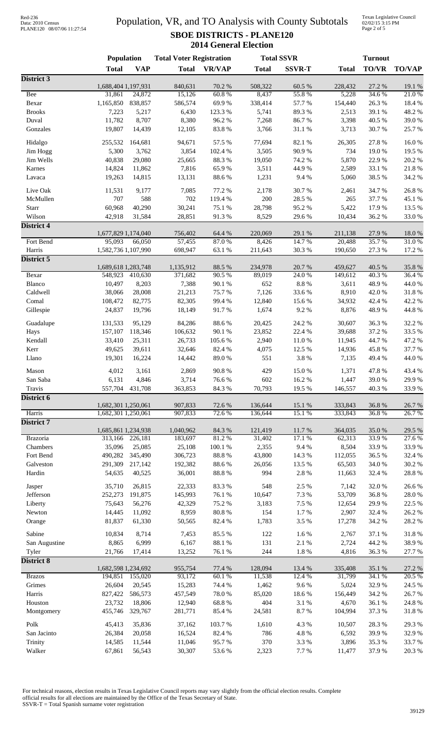# Population, VR, and TO Analysis with County Subtotals

## SBOE DISTRICTS - PLANE120

### 2014 General Election

| | Population | | Total Voter Registration | | Total SSVR | | Turnout | | |
|---|---|---|---|---|---|---|---|---|---|
| | Total | VAP | Total | VR/VAP | Total | SSVR-T | Total | TO/VR | TO/VAP |
| **District 3** | | | | | | | | | |
| | 1,688,404 | 1,197,931 | 840,631 | 70.2 % | 508,322 | 60.5 % | 228,432 | 27.2 % | 19.1 % |
| Bee | 31,861 | 24,872 | 15,126 | 60.8 % | 8,437 | 55.8 % | 5,228 | 34.6 % | 21.0 % |
| Bexar | 1,165,850 | 838,857 | 586,574 | 69.9 % | 338,414 | 57.7 % | 154,440 | 26.3 % | 18.4 % |
| Brooks | 7,223 | 5,217 | 6,430 | 123.3 % | 5,741 | 89.3 % | 2,513 | 39.1 % | 48.2 % |
| Duval | 11,782 | 8,707 | 8,380 | 96.2 % | 7,268 | 86.7 % | 3,398 | 40.5 % | 39.0 % |
| Gonzales | 19,807 | 14,439 | 12,105 | 83.8 % | 3,766 | 31.1 % | 3,713 | 30.7 % | 25.7 % |
| Hidalgo | 255,532 | 164,681 | 94,671 | 57.5 % | 77,694 | 82.1 % | 26,305 | 27.8 % | 16.0 % |
| Jim Hogg | 5,300 | 3,762 | 3,854 | 102.4 % | 3,505 | 90.9 % | 734 | 19.0 % | 19.5 % |
| Jim Wells | 40,838 | 29,080 | 25,665 | 88.3 % | 19,050 | 74.2 % | 5,870 | 22.9 % | 20.2 % |
| Karnes | 14,824 | 11,862 | 7,816 | 65.9 % | 3,511 | 44.9 % | 2,589 | 33.1 % | 21.8 % |
| Lavaca | 19,263 | 14,815 | 13,131 | 88.6 % | 1,231 | 9.4 % | 5,060 | 38.5 % | 34.2 % |
| Live Oak | 11,531 | 9,177 | 7,085 | 77.2 % | 2,178 | 30.7 % | 2,461 | 34.7 % | 26.8 % |
| McMullen | 707 | 588 | 702 | 119.4 % | 200 | 28.5 % | 265 | 37.7 % | 45.1 % |
| Starr | 60,968 | 40,290 | 30,241 | 75.1 % | 28,798 | 95.2 % | 5,422 | 17.9 % | 13.5 % |
| Wilson | 42,918 | 31,584 | 28,851 | 91.3 % | 8,529 | 29.6 % | 10,434 | 36.2 % | 33.0 % |
| **District 4** | | | | | | | | | |
| | 1,677,829 | 1,174,040 | 756,402 | 64.4 % | 220,069 | 29.1 % | 211,138 | 27.9 % | 18.0 % |
| Fort Bend | 95,093 | 66,050 | 57,455 | 87.0 % | 8,426 | 14.7 % | 20,488 | 35.7 % | 31.0 % |
| Harris | 1,582,736 | 1,107,990 | 698,947 | 63.1 % | 211,643 | 30.3 % | 190,650 | 27.3 % | 17.2 % |
| **District 5** | | | | | | | | | |
| | 1,689,618 | 1,283,748 | 1,135,912 | 88.5 % | 234,978 | 20.7 % | 459,627 | 40.5 % | 35.8 % |
| Bexar | 548,923 | 410,630 | 371,682 | 90.5 % | 89,019 | 24.0 % | 149,612 | 40.3 % | 36.4 % |
| Blanco | 10,497 | 8,203 | 7,388 | 90.1 % | 652 | 8.8 % | 3,611 | 48.9 % | 44.0 % |
| Caldwell | 38,066 | 28,008 | 21,213 | 75.7 % | 7,126 | 33.6 % | 8,910 | 42.0 % | 31.8 % |
| Comal | 108,472 | 82,775 | 82,305 | 99.4 % | 12,840 | 15.6 % | 34,932 | 42.4 % | 42.2 % |
| Gillespie | 24,837 | 19,796 | 18,149 | 91.7 % | 1,674 | 9.2 % | 8,876 | 48.9 % | 44.8 % |
| Guadalupe | 131,533 | 95,129 | 84,286 | 88.6 % | 20,425 | 24.2 % | 30,607 | 36.3 % | 32.2 % |
| Hays | 157,107 | 118,346 | 106,632 | 90.1 % | 23,852 | 22.4 % | 39,688 | 37.2 % | 33.5 % |
| Kendall | 33,410 | 25,311 | 26,733 | 105.6 % | 2,940 | 11.0 % | 11,945 | 44.7 % | 47.2 % |
| Kerr | 49,625 | 39,611 | 32,646 | 82.4 % | 4,075 | 12.5 % | 14,936 | 45.8 % | 37.7 % |
| Llano | 19,301 | 16,224 | 14,442 | 89.0 % | 551 | 3.8 % | 7,135 | 49.4 % | 44.0 % |
| Mason | 4,012 | 3,161 | 2,869 | 90.8 % | 429 | 15.0 % | 1,371 | 47.8 % | 43.4 % |
| San Saba | 6,131 | 4,846 | 3,714 | 76.6 % | 602 | 16.2 % | 1,447 | 39.0 % | 29.9 % |
| Travis | 557,704 | 431,708 | 363,853 | 84.3 % | 70,793 | 19.5 % | 146,557 | 40.3 % | 33.9 % |
| **District 6** | | | | | | | | | |
| | 1,682,301 | 1,250,061 | 907,833 | 72.6 % | 136,644 | 15.1 % | 333,843 | 36.8 % | 26.7 % |
| Harris | 1,682,301 | 1,250,061 | 907,833 | 72.6 % | 136,644 | 15.1 % | 333,843 | 36.8 % | 26.7 % |
| **District 7** | | | | | | | | | |
| | 1,685,861 | 1,234,938 | 1,040,962 | 84.3 % | 121,419 | 11.7 % | 364,035 | 35.0 % | 29.5 % |
| Brazoria | 313,166 | 226,181 | 183,697 | 81.2 % | 31,402 | 17.1 % | 62,313 | 33.9 % | 27.6 % |
| Chambers | 35,096 | 25,085 | 25,108 | 100.1 % | 2,355 | 9.4 % | 8,504 | 33.9 % | 33.9 % |
| Fort Bend | 490,282 | 345,490 | 306,723 | 88.8 % | 43,800 | 14.3 % | 112,055 | 36.5 % | 32.4 % |
| Galveston | 291,309 | 217,142 | 192,382 | 88.6 % | 26,056 | 13.5 % | 65,503 | 34.0 % | 30.2 % |
| Hardin | 54,635 | 40,525 | 36,001 | 88.8 % | 994 | 2.8 % | 11,663 | 32.4 % | 28.8 % |
| Jasper | 35,710 | 26,815 | 22,333 | 83.3 % | 548 | 2.5 % | 7,142 | 32.0 % | 26.6 % |
| Jefferson | 252,273 | 191,875 | 145,993 | 76.1 % | 10,647 | 7.3 % | 53,709 | 36.8 % | 28.0 % |
| Liberty | 75,643 | 56,276 | 42,329 | 75.2 % | 3,183 | 7.5 % | 12,654 | 29.9 % | 22.5 % |
| Newton | 14,445 | 11,092 | 8,959 | 80.8 % | 154 | 1.7 % | 2,907 | 32.4 % | 26.2 % |
| Orange | 81,837 | 61,330 | 50,565 | 82.4 % | 1,783 | 3.5 % | 17,278 | 34.2 % | 28.2 % |
| Sabine | 10,834 | 8,714 | 7,453 | 85.5 % | 122 | 1.6 % | 2,767 | 37.1 % | 31.8 % |
| San Augustine | 8,865 | 6,999 | 6,167 | 88.1 % | 131 | 2.1 % | 2,724 | 44.2 % | 38.9 % |
| Tyler | 21,766 | 17,414 | 13,252 | 76.1 % | 244 | 1.8 % | 4,816 | 36.3 % | 27.7 % |
| **District 8** | | | | | | | | | |
| | 1,682,598 | 1,234,692 | 955,754 | 77.4 % | 128,094 | 13.4 % | 335,408 | 35.1 % | 27.2 % |
| Brazos | 194,851 | 155,020 | 93,172 | 60.1 % | 11,538 | 12.4 % | 31,799 | 34.1 % | 20.5 % |
| Grimes | 26,604 | 20,545 | 15,283 | 74.4 % | 1,462 | 9.6 % | 5,024 | 32.9 % | 24.5 % |
| Harris | 827,422 | 586,573 | 457,549 | 78.0 % | 85,020 | 18.6 % | 156,449 | 34.2 % | 26.7 % |
| Houston | 23,732 | 18,806 | 12,940 | 68.8 % | 404 | 3.1 % | 4,670 | 36.1 % | 24.8 % |
| Montgomery | 455,746 | 329,767 | 281,771 | 85.4 % | 24,581 | 8.7 % | 104,994 | 37.3 % | 31.8 % |
| Polk | 45,413 | 35,836 | 37,162 | 103.7 % | 1,610 | 4.3 % | 10,507 | 28.3 % | 29.3 % |
| San Jacinto | 26,384 | 20,058 | 16,524 | 82.4 % | 786 | 4.8 % | 6,592 | 39.9 % | 32.9 % |
| Trinity | 14,585 | 11,544 | 11,046 | 95.7 % | 370 | 3.3 % | 3,896 | 35.3 % | 33.7 % |
| Walker | 67,861 | 56,543 | 30,307 | 53.6 % | 2,323 | 7.7 % | 11,477 | 37.9 % | 20.3 % |

For technical reasons, election results in Texas Legislative Council reports may vary slightly from the official election results. Complete official results for all elections are maintained by the Office of the Texas Secretary of State.
SSVR-T = Total Spanish surname voter registration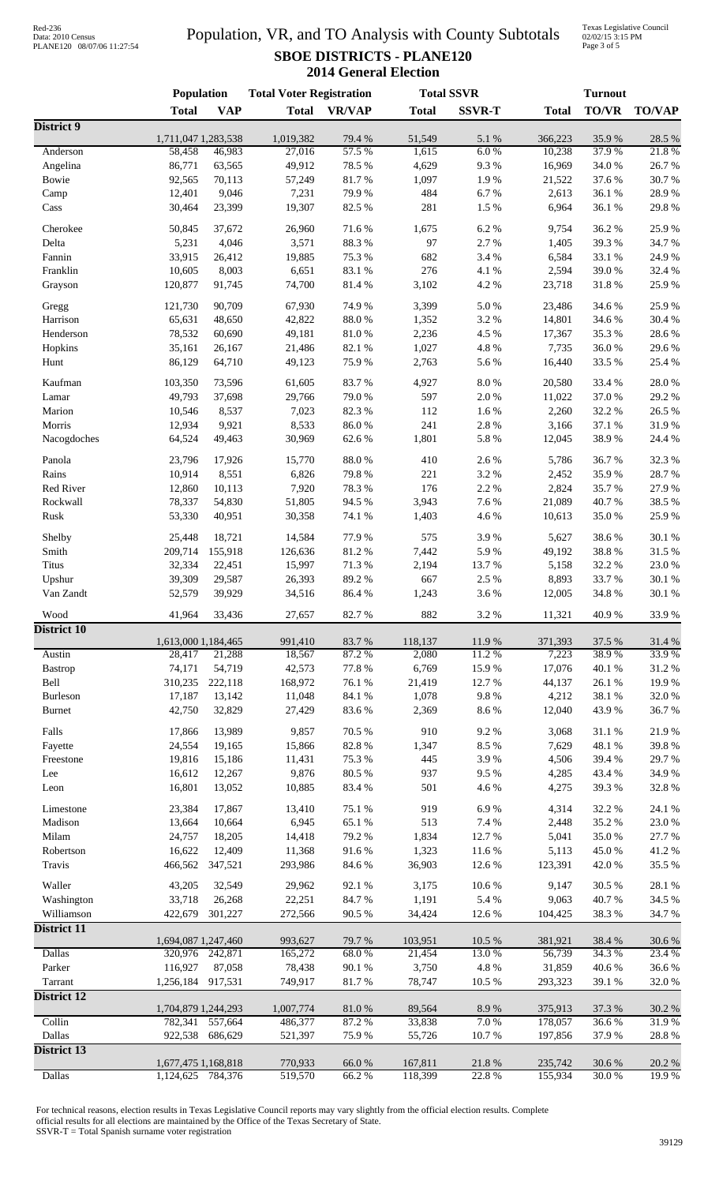# Population, VR, and TO Analysis with County Subtotals

## SBOE DISTRICTS - PLANE120

### 2014 General Election

| | Population | | Total Voter Registration | | Total SSVR | | Turnout | | |
|---|---|---|---|---|---|---|---|---|---|
| | **Total** | **VAP** | **Total** | **VR/VAP** | **Total** | **SSVR-T** | **Total** | **TO/VR** | **TO/VAP** |
| **District 9** | 1,711,047 | 1,283,538 | 1,019,382 | 79.4 % | 51,549 | 5.1 % | 366,223 | 35.9 % | 28.5 % |
| Anderson | 58,458 | 46,983 | 27,016 | 57.5 % | 1,615 | 6.0 % | 10,238 | 37.9 % | 21.8 % |
| Angelina | 86,771 | 63,565 | 49,912 | 78.5 % | 4,629 | 9.3 % | 16,969 | 34.0 % | 26.7 % |
| Bowie | 92,565 | 70,113 | 57,249 | 81.7 % | 1,097 | 1.9 % | 21,522 | 37.6 % | 30.7 % |
| Camp | 12,401 | 9,046 | 7,231 | 79.9 % | 484 | 6.7 % | 2,613 | 36.1 % | 28.9 % |
| Cass | 30,464 | 23,399 | 19,307 | 82.5 % | 281 | 1.5 % | 6,964 | 36.1 % | 29.8 % |
| Cherokee | 50,845 | 37,672 | 26,960 | 71.6 % | 1,675 | 6.2 % | 9,754 | 36.2 % | 25.9 % |
| Delta | 5,231 | 4,046 | 3,571 | 88.3 % | 97 | 2.7 % | 1,405 | 39.3 % | 34.7 % |
| Fannin | 33,915 | 26,412 | 19,885 | 75.3 % | 682 | 3.4 % | 6,584 | 33.1 % | 24.9 % |
| Franklin | 10,605 | 8,003 | 6,651 | 83.1 % | 276 | 4.1 % | 2,594 | 39.0 % | 32.4 % |
| Grayson | 120,877 | 91,745 | 74,700 | 81.4 % | 3,102 | 4.2 % | 23,718 | 31.8 % | 25.9 % |
| Gregg | 121,730 | 90,709 | 67,930 | 74.9 % | 3,399 | 5.0 % | 23,486 | 34.6 % | 25.9 % |
| Harrison | 65,631 | 48,650 | 42,822 | 88.0 % | 1,352 | 3.2 % | 14,801 | 34.6 % | 30.4 % |
| Henderson | 78,532 | 60,690 | 49,181 | 81.0 % | 2,236 | 4.5 % | 17,367 | 35.3 % | 28.6 % |
| Hopkins | 35,161 | 26,167 | 21,486 | 82.1 % | 1,027 | 4.8 % | 7,735 | 36.0 % | 29.6 % |
| Hunt | 86,129 | 64,710 | 49,123 | 75.9 % | 2,763 | 5.6 % | 16,440 | 33.5 % | 25.4 % |
| Kaufman | 103,350 | 73,596 | 61,605 | 83.7 % | 4,927 | 8.0 % | 20,580 | 33.4 % | 28.0 % |
| Lamar | 49,793 | 37,698 | 29,766 | 79.0 % | 597 | 2.0 % | 11,022 | 37.0 % | 29.2 % |
| Marion | 10,546 | 8,537 | 7,023 | 82.3 % | 112 | 1.6 % | 2,260 | 32.2 % | 26.5 % |
| Morris | 12,934 | 9,921 | 8,533 | 86.0 % | 241 | 2.8 % | 3,166 | 37.1 % | 31.9 % |
| Nacogdoches | 64,524 | 49,463 | 30,969 | 62.6 % | 1,801 | 5.8 % | 12,045 | 38.9 % | 24.4 % |
| Panola | 23,796 | 17,926 | 15,770 | 88.0 % | 410 | 2.6 % | 5,786 | 36.7 % | 32.3 % |
| Rains | 10,914 | 8,551 | 6,826 | 79.8 % | 221 | 3.2 % | 2,452 | 35.9 % | 28.7 % |
| Red River | 12,860 | 10,113 | 7,920 | 78.3 % | 176 | 2.2 % | 2,824 | 35.7 % | 27.9 % |
| Rockwall | 78,337 | 54,830 | 51,805 | 94.5 % | 3,943 | 7.6 % | 21,089 | 40.7 % | 38.5 % |
| Rusk | 53,330 | 40,951 | 30,358 | 74.1 % | 1,403 | 4.6 % | 10,613 | 35.0 % | 25.9 % |
| Shelby | 25,448 | 18,721 | 14,584 | 77.9 % | 575 | 3.9 % | 5,627 | 38.6 % | 30.1 % |
| Smith | 209,714 | 155,918 | 126,636 | 81.2 % | 7,442 | 5.9 % | 49,192 | 38.8 % | 31.5 % |
| Titus | 32,334 | 22,451 | 15,997 | 71.3 % | 2,194 | 13.7 % | 5,158 | 32.2 % | 23.0 % |
| Upshur | 39,309 | 29,587 | 26,393 | 89.2 % | 667 | 2.5 % | 8,893 | 33.7 % | 30.1 % |
| Van Zandt | 52,579 | 39,929 | 34,516 | 86.4 % | 1,243 | 3.6 % | 12,005 | 34.8 % | 30.1 % |
| Wood | 41,964 | 33,436 | 27,657 | 82.7 % | 882 | 3.2 % | 11,321 | 40.9 % | 33.9 % |
| **District 10** | 1,613,000 | 1,184,465 | 991,410 | 83.7 % | 118,137 | 11.9 % | 371,393 | 37.5 % | 31.4 % |
| Austin | 28,417 | 21,288 | 18,567 | 87.2 % | 2,080 | 11.2 % | 7,223 | 38.9 % | 33.9 % |
| Bastrop | 74,171 | 54,719 | 42,573 | 77.8 % | 6,769 | 15.9 % | 17,076 | 40.1 % | 31.2 % |
| Bell | 310,235 | 222,118 | 168,972 | 76.1 % | 21,419 | 12.7 % | 44,137 | 26.1 % | 19.9 % |
| Burleson | 17,187 | 13,142 | 11,048 | 84.1 % | 1,078 | 9.8 % | 4,212 | 38.1 % | 32.0 % |
| Burnet | 42,750 | 32,829 | 27,429 | 83.6 % | 2,369 | 8.6 % | 12,040 | 43.9 % | 36.7 % |
| Falls | 17,866 | 13,989 | 9,857 | 70.5 % | 910 | 9.2 % | 3,068 | 31.1 % | 21.9 % |
| Fayette | 24,554 | 19,165 | 15,866 | 82.8 % | 1,347 | 8.5 % | 7,629 | 48.1 % | 39.8 % |
| Freestone | 19,816 | 15,186 | 11,431 | 75.3 % | 445 | 3.9 % | 4,506 | 39.4 % | 29.7 % |
| Lee | 16,612 | 12,267 | 9,876 | 80.5 % | 937 | 9.5 % | 4,285 | 43.4 % | 34.9 % |
| Leon | 16,801 | 13,052 | 10,885 | 83.4 % | 501 | 4.6 % | 4,275 | 39.3 % | 32.8 % |
| Limestone | 23,384 | 17,867 | 13,410 | 75.1 % | 919 | 6.9 % | 4,314 | 32.2 % | 24.1 % |
| Madison | 13,664 | 10,664 | 6,945 | 65.1 % | 513 | 7.4 % | 2,448 | 35.2 % | 23.0 % |
| Milam | 24,757 | 18,205 | 14,418 | 79.2 % | 1,834 | 12.7 % | 5,041 | 35.0 % | 27.7 % |
| Robertson | 16,622 | 12,409 | 11,368 | 91.6 % | 1,323 | 11.6 % | 5,113 | 45.0 % | 41.2 % |
| Travis | 466,562 | 347,521 | 293,986 | 84.6 % | 36,903 | 12.6 % | 123,391 | 42.0 % | 35.5 % |
| Waller | 43,205 | 32,549 | 29,962 | 92.1 % | 3,175 | 10.6 % | 9,147 | 30.5 % | 28.1 % |
| Washington | 33,718 | 26,268 | 22,251 | 84.7 % | 1,191 | 5.4 % | 9,063 | 40.7 % | 34.5 % |
| Williamson | 422,679 | 301,227 | 272,566 | 90.5 % | 34,424 | 12.6 % | 104,425 | 38.3 % | 34.7 % |
| **District 11** | 1,694,087 | 1,247,460 | 993,627 | 79.7 % | 103,951 | 10.5 % | 381,921 | 38.4 % | 30.6 % |
| Dallas | 320,976 | 242,871 | 165,272 | 68.0 % | 21,454 | 13.0 % | 56,739 | 34.3 % | 23.4 % |
| Parker | 116,927 | 87,058 | 78,438 | 90.1 % | 3,750 | 4.8 % | 31,859 | 40.6 % | 36.6 % |
| Tarrant | 1,256,184 | 917,531 | 749,917 | 81.7 % | 78,747 | 10.5 % | 293,323 | 39.1 % | 32.0 % |
| **District 12** | 1,704,879 | 1,244,293 | 1,007,774 | 81.0 % | 89,564 | 8.9 % | 375,913 | 37.3 % | 30.2 % |
| Collin | 782,341 | 557,664 | 486,377 | 87.2 % | 33,838 | 7.0 % | 178,057 | 36.6 % | 31.9 % |
| Dallas | 922,538 | 686,629 | 521,397 | 75.9 % | 55,726 | 10.7 % | 197,856 | 37.9 % | 28.8 % |
| **District 13** | 1,677,475 | 1,168,818 | 770,933 | 66.0 % | 167,811 | 21.8 % | 235,742 | 30.6 % | 20.2 % |
| Dallas | 1,124,625 | 784,376 | 519,570 | 66.2 % | 118,399 | 22.8 % | 155,934 | 30.0 % | 19.9 % |

For technical reasons, election results in Texas Legislative Council reports may vary slightly from the official election results. Complete official results for all elections are maintained by the Office of the Texas Secretary of State.

SSVR-T = Total Spanish surname voter registration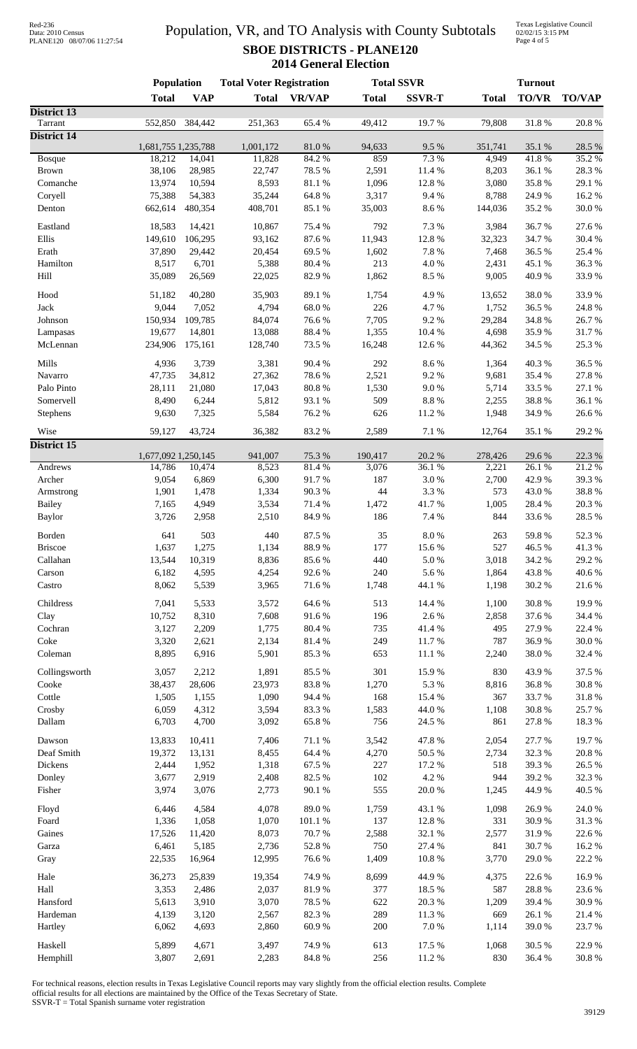# Population, VR, and TO Analysis with County Subtotals

## SBOE DISTRICTS - PLANE120

### 2014 General Election

| | Population | | Total Voter Registration | | Total SSVR | | Turnout | | |
|---|---|---|---|---|---|---|---|---|---|
| | **Total** | **VAP** | **Total** | **VR/VAP** | **Total** | **SSVR-T** | **Total** | **TO/VR** | **TO/VAP** |
| **District 13** | | | | | | | | | |
| Tarrant | 552,850 | 384,442 | 251,363 | 65.4 % | 49,412 | 19.7 % | 79,808 | 31.8 % | 20.8 % |
| **District 14** | | | | | | | | | |
| | 1,681,755 | 1,235,788 | 1,001,172 | 81.0 % | 94,633 | 9.5 % | 351,741 | 35.1 % | 28.5 % |
| Bosque | 18,212 | 14,041 | 11,828 | 84.2 % | 859 | 7.3 % | 4,949 | 41.8 % | 35.2 % |
| Brown | 38,106 | 28,985 | 22,747 | 78.5 % | 2,591 | 11.4 % | 8,203 | 36.1 % | 28.3 % |
| Comanche | 13,974 | 10,594 | 8,593 | 81.1 % | 1,096 | 12.8 % | 3,080 | 35.8 % | 29.1 % |
| Coryell | 75,388 | 54,383 | 35,244 | 64.8 % | 3,317 | 9.4 % | 8,788 | 24.9 % | 16.2 % |
| Denton | 662,614 | 480,354 | 408,701 | 85.1 % | 35,003 | 8.6 % | 144,036 | 35.2 % | 30.0 % |
| Eastland | 18,583 | 14,421 | 10,867 | 75.4 % | 792 | 7.3 % | 3,984 | 36.7 % | 27.6 % |
| Ellis | 149,610 | 106,295 | 93,162 | 87.6 % | 11,943 | 12.8 % | 32,323 | 34.7 % | 30.4 % |
| Erath | 37,890 | 29,442 | 20,454 | 69.5 % | 1,602 | 7.8 % | 7,468 | 36.5 % | 25.4 % |
| Hamilton | 8,517 | 6,701 | 5,388 | 80.4 % | 213 | 4.0 % | 2,431 | 45.1 % | 36.3 % |
| Hill | 35,089 | 26,569 | 22,025 | 82.9 % | 1,862 | 8.5 % | 9,005 | 40.9 % | 33.9 % |
| Hood | 51,182 | 40,280 | 35,903 | 89.1 % | 1,754 | 4.9 % | 13,652 | 38.0 % | 33.9 % |
| Jack | 9,044 | 7,052 | 4,794 | 68.0 % | 226 | 4.7 % | 1,752 | 36.5 % | 24.8 % |
| Johnson | 150,934 | 109,785 | 84,074 | 76.6 % | 7,705 | 9.2 % | 29,284 | 34.8 % | 26.7 % |
| Lampasas | 19,677 | 14,801 | 13,088 | 88.4 % | 1,355 | 10.4 % | 4,698 | 35.9 % | 31.7 % |
| McLennan | 234,906 | 175,161 | 128,740 | 73.5 % | 16,248 | 12.6 % | 44,362 | 34.5 % | 25.3 % |
| Mills | 4,936 | 3,739 | 3,381 | 90.4 % | 292 | 8.6 % | 1,364 | 40.3 % | 36.5 % |
| Navarro | 47,735 | 34,812 | 27,362 | 78.6 % | 2,521 | 9.2 % | 9,681 | 35.4 % | 27.8 % |
| Palo Pinto | 28,111 | 21,080 | 17,043 | 80.8 % | 1,530 | 9.0 % | 5,714 | 33.5 % | 27.1 % |
| Somervell | 8,490 | 6,244 | 5,812 | 93.1 % | 509 | 8.8 % | 2,255 | 38.8 % | 36.1 % |
| Stephens | 9,630 | 7,325 | 5,584 | 76.2 % | 626 | 11.2 % | 1,948 | 34.9 % | 26.6 % |
| Wise | 59,127 | 43,724 | 36,382 | 83.2 % | 2,589 | 7.1 % | 12,764 | 35.1 % | 29.2 % |
| **District 15** | | | | | | | | | |
| | 1,677,092 | 1,250,145 | 941,007 | 75.3 % | 190,417 | 20.2 % | 278,426 | 29.6 % | 22.3 % |
| Andrews | 14,786 | 10,474 | 8,523 | 81.4 % | 3,076 | 36.1 % | 2,221 | 26.1 % | 21.2 % |
| Archer | 9,054 | 6,869 | 6,300 | 91.7 % | 187 | 3.0 % | 2,700 | 42.9 % | 39.3 % |
| Armstrong | 1,901 | 1,478 | 1,334 | 90.3 % | 44 | 3.3 % | 573 | 43.0 % | 38.8 % |
| Bailey | 7,165 | 4,949 | 3,534 | 71.4 % | 1,472 | 41.7 % | 1,005 | 28.4 % | 20.3 % |
| Baylor | 3,726 | 2,958 | 2,510 | 84.9 % | 186 | 7.4 % | 844 | 33.6 % | 28.5 % |
| Borden | 641 | 503 | 440 | 87.5 % | 35 | 8.0 % | 263 | 59.8 % | 52.3 % |
| Briscoe | 1,637 | 1,275 | 1,134 | 88.9 % | 177 | 15.6 % | 527 | 46.5 % | 41.3 % |
| Callahan | 13,544 | 10,319 | 8,836 | 85.6 % | 440 | 5.0 % | 3,018 | 34.2 % | 29.2 % |
| Carson | 6,182 | 4,595 | 4,254 | 92.6 % | 240 | 5.6 % | 1,864 | 43.8 % | 40.6 % |
| Castro | 8,062 | 5,539 | 3,965 | 71.6 % | 1,748 | 44.1 % | 1,198 | 30.2 % | 21.6 % |
| Childress | 7,041 | 5,533 | 3,572 | 64.6 % | 513 | 14.4 % | 1,100 | 30.8 % | 19.9 % |
| Clay | 10,752 | 8,310 | 7,608 | 91.6 % | 196 | 2.6 % | 2,858 | 37.6 % | 34.4 % |
| Cochran | 3,127 | 2,209 | 1,775 | 80.4 % | 735 | 41.4 % | 495 | 27.9 % | 22.4 % |
| Coke | 3,320 | 2,621 | 2,134 | 81.4 % | 249 | 11.7 % | 787 | 36.9 % | 30.0 % |
| Coleman | 8,895 | 6,916 | 5,901 | 85.3 % | 653 | 11.1 % | 2,240 | 38.0 % | 32.4 % |
| Collingsworth | 3,057 | 2,212 | 1,891 | 85.5 % | 301 | 15.9 % | 830 | 43.9 % | 37.5 % |
| Cooke | 38,437 | 28,606 | 23,973 | 83.8 % | 1,270 | 5.3 % | 8,816 | 36.8 % | 30.8 % |
| Cottle | 1,505 | 1,155 | 1,090 | 94.4 % | 168 | 15.4 % | 367 | 33.7 % | 31.8 % |
| Crosby | 6,059 | 4,312 | 3,594 | 83.3 % | 1,583 | 44.0 % | 1,108 | 30.8 % | 25.7 % |
| Dallam | 6,703 | 4,700 | 3,092 | 65.8 % | 756 | 24.5 % | 861 | 27.8 % | 18.3 % |
| Dawson | 13,833 | 10,411 | 7,406 | 71.1 % | 3,542 | 47.8 % | 2,054 | 27.7 % | 19.7 % |
| Deaf Smith | 19,372 | 13,131 | 8,455 | 64.4 % | 4,270 | 50.5 % | 2,734 | 32.3 % | 20.8 % |
| Dickens | 2,444 | 1,952 | 1,318 | 67.5 % | 227 | 17.2 % | 518 | 39.3 % | 26.5 % |
| Donley | 3,677 | 2,919 | 2,408 | 82.5 % | 102 | 4.2 % | 944 | 39.2 % | 32.3 % |
| Fisher | 3,974 | 3,076 | 2,773 | 90.1 % | 555 | 20.0 % | 1,245 | 44.9 % | 40.5 % |
| Floyd | 6,446 | 4,584 | 4,078 | 89.0 % | 1,759 | 43.1 % | 1,098 | 26.9 % | 24.0 % |
| Foard | 1,336 | 1,058 | 1,070 | 101.1 % | 137 | 12.8 % | 331 | 30.9 % | 31.3 % |
| Gaines | 17,526 | 11,420 | 8,073 | 70.7 % | 2,588 | 32.1 % | 2,577 | 31.9 % | 22.6 % |
| Garza | 6,461 | 5,185 | 2,736 | 52.8 % | 750 | 27.4 % | 841 | 30.7 % | 16.2 % |
| Gray | 22,535 | 16,964 | 12,995 | 76.6 % | 1,409 | 10.8 % | 3,770 | 29.0 % | 22.2 % |
| Hale | 36,273 | 25,839 | 19,354 | 74.9 % | 8,699 | 44.9 % | 4,375 | 22.6 % | 16.9 % |
| Hall | 3,353 | 2,486 | 2,037 | 81.9 % | 377 | 18.5 % | 587 | 28.8 % | 23.6 % |
| Hansford | 5,613 | 3,910 | 3,070 | 78.5 % | 622 | 20.3 % | 1,209 | 39.4 % | 30.9 % |
| Hardeman | 4,139 | 3,120 | 2,567 | 82.3 % | 289 | 11.3 % | 669 | 26.1 % | 21.4 % |
| Hartley | 6,062 | 4,693 | 2,860 | 60.9 % | 200 | 7.0 % | 1,114 | 39.0 % | 23.7 % |
| Haskell | 5,899 | 4,671 | 3,497 | 74.9 % | 613 | 17.5 % | 1,068 | 30.5 % | 22.9 % |
| Hemphill | 3,807 | 2,691 | 2,283 | 84.8 % | 256 | 11.2 % | 830 | 36.4 % | 30.8 % |

For technical reasons, election results in Texas Legislative Council reports may vary slightly from the official election results. Complete official results for all elections are maintained by the Office of the Texas Secretary of State.
SSVR-T = Total Spanish surname voter registration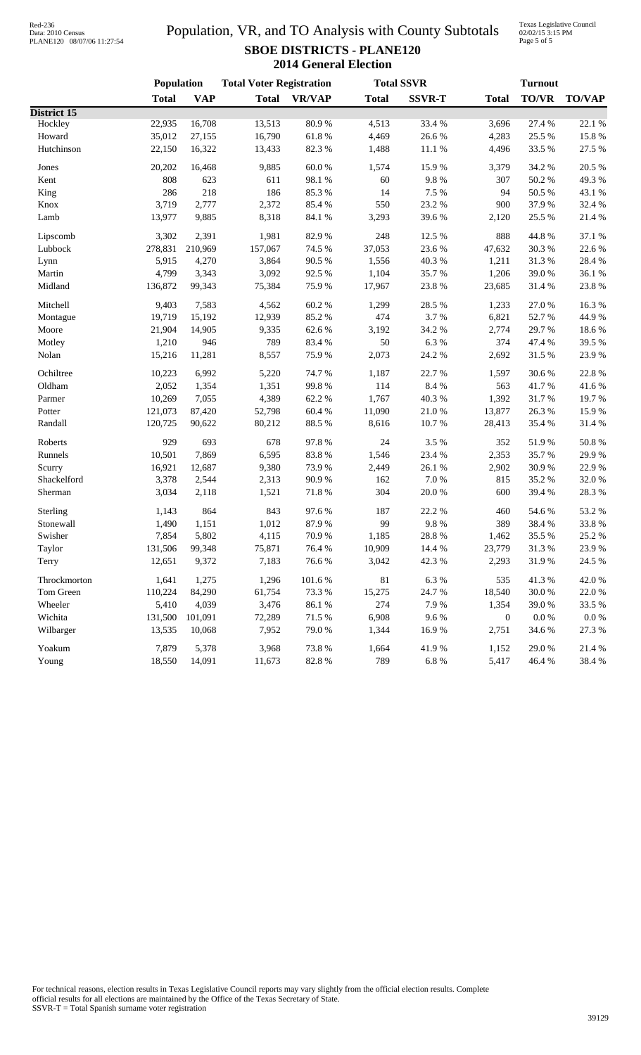# Population, VR, and TO Analysis with County Subtotals

## SBOE DISTRICTS - PLANE120

### 2014 General Election

| | Population | | Total Voter Registration | | Total SSVR | | Turnout | | |
|---|---|---|---|---|---|---|---|---|---|
| | Total | VAP | Total | VR/VAP | Total | SSVR-T | Total | TO/VR | TO/VAP |
| **District 15** | | | | | | | | | |
| Hockley | 22,935 | 16,708 | 13,513 | 80.9 % | 4,513 | 33.4 % | 3,696 | 27.4 % | 22.1 % |
| Howard | 35,012 | 27,155 | 16,790 | 61.8 % | 4,469 | 26.6 % | 4,283 | 25.5 % | 15.8 % |
| Hutchinson | 22,150 | 16,322 | 13,433 | 82.3 % | 1,488 | 11.1 % | 4,496 | 33.5 % | 27.5 % |
| Jones | 20,202 | 16,468 | 9,885 | 60.0 % | 1,574 | 15.9 % | 3,379 | 34.2 % | 20.5 % |
| Kent | 808 | 623 | 611 | 98.1 % | 60 | 9.8 % | 307 | 50.2 % | 49.3 % |
| King | 286 | 218 | 186 | 85.3 % | 14 | 7.5 % | 94 | 50.5 % | 43.1 % |
| Knox | 3,719 | 2,777 | 2,372 | 85.4 % | 550 | 23.2 % | 900 | 37.9 % | 32.4 % |
| Lamb | 13,977 | 9,885 | 8,318 | 84.1 % | 3,293 | 39.6 % | 2,120 | 25.5 % | 21.4 % |
| Lipscomb | 3,302 | 2,391 | 1,981 | 82.9 % | 248 | 12.5 % | 888 | 44.8 % | 37.1 % |
| Lubbock | 278,831 | 210,969 | 157,067 | 74.5 % | 37,053 | 23.6 % | 47,632 | 30.3 % | 22.6 % |
| Lynn | 5,915 | 4,270 | 3,864 | 90.5 % | 1,556 | 40.3 % | 1,211 | 31.3 % | 28.4 % |
| Martin | 4,799 | 3,343 | 3,092 | 92.5 % | 1,104 | 35.7 % | 1,206 | 39.0 % | 36.1 % |
| Midland | 136,872 | 99,343 | 75,384 | 75.9 % | 17,967 | 23.8 % | 23,685 | 31.4 % | 23.8 % |
| Mitchell | 9,403 | 7,583 | 4,562 | 60.2 % | 1,299 | 28.5 % | 1,233 | 27.0 % | 16.3 % |
| Montague | 19,719 | 15,192 | 12,939 | 85.2 % | 474 | 3.7 % | 6,821 | 52.7 % | 44.9 % |
| Moore | 21,904 | 14,905 | 9,335 | 62.6 % | 3,192 | 34.2 % | 2,774 | 29.7 % | 18.6 % |
| Motley | 1,210 | 946 | 789 | 83.4 % | 50 | 6.3 % | 374 | 47.4 % | 39.5 % |
| Nolan | 15,216 | 11,281 | 8,557 | 75.9 % | 2,073 | 24.2 % | 2,692 | 31.5 % | 23.9 % |
| Ochiltree | 10,223 | 6,992 | 5,220 | 74.7 % | 1,187 | 22.7 % | 1,597 | 30.6 % | 22.8 % |
| Oldham | 2,052 | 1,354 | 1,351 | 99.8 % | 114 | 8.4 % | 563 | 41.7 % | 41.6 % |
| Parmer | 10,269 | 7,055 | 4,389 | 62.2 % | 1,767 | 40.3 % | 1,392 | 31.7 % | 19.7 % |
| Potter | 121,073 | 87,420 | 52,798 | 60.4 % | 11,090 | 21.0 % | 13,877 | 26.3 % | 15.9 % |
| Randall | 120,725 | 90,622 | 80,212 | 88.5 % | 8,616 | 10.7 % | 28,413 | 35.4 % | 31.4 % |
| Roberts | 929 | 693 | 678 | 97.8 % | 24 | 3.5 % | 352 | 51.9 % | 50.8 % |
| Runnels | 10,501 | 7,869 | 6,595 | 83.8 % | 1,546 | 23.4 % | 2,353 | 35.7 % | 29.9 % |
| Scurry | 16,921 | 12,687 | 9,380 | 73.9 % | 2,449 | 26.1 % | 2,902 | 30.9 % | 22.9 % |
| Shackelford | 3,378 | 2,544 | 2,313 | 90.9 % | 162 | 7.0 % | 815 | 35.2 % | 32.0 % |
| Sherman | 3,034 | 2,118 | 1,521 | 71.8 % | 304 | 20.0 % | 600 | 39.4 % | 28.3 % |
| Sterling | 1,143 | 864 | 843 | 97.6 % | 187 | 22.2 % | 460 | 54.6 % | 53.2 % |
| Stonewall | 1,490 | 1,151 | 1,012 | 87.9 % | 99 | 9.8 % | 389 | 38.4 % | 33.8 % |
| Swisher | 7,854 | 5,802 | 4,115 | 70.9 % | 1,185 | 28.8 % | 1,462 | 35.5 % | 25.2 % |
| Taylor | 131,506 | 99,348 | 75,871 | 76.4 % | 10,909 | 14.4 % | 23,779 | 31.3 % | 23.9 % |
| Terry | 12,651 | 9,372 | 7,183 | 76.6 % | 3,042 | 42.3 % | 2,293 | 31.9 % | 24.5 % |
| Throckmorton | 1,641 | 1,275 | 1,296 | 101.6 % | 81 | 6.3 % | 535 | 41.3 % | 42.0 % |
| Tom Green | 110,224 | 84,290 | 61,754 | 73.3 % | 15,275 | 24.7 % | 18,540 | 30.0 % | 22.0 % |
| Wheeler | 5,410 | 4,039 | 3,476 | 86.1 % | 274 | 7.9 % | 1,354 | 39.0 % | 33.5 % |
| Wichita | 131,500 | 101,091 | 72,289 | 71.5 % | 6,908 | 9.6 % | 0 | 0.0 % | 0.0 % |
| Wilbarger | 13,535 | 10,068 | 7,952 | 79.0 % | 1,344 | 16.9 % | 2,751 | 34.6 % | 27.3 % |
| Yoakum | 7,879 | 5,378 | 3,968 | 73.8 % | 1,664 | 41.9 % | 1,152 | 29.0 % | 21.4 % |
| Young | 18,550 | 14,091 | 11,673 | 82.8 % | 789 | 6.8 % | 5,417 | 46.4 % | 38.4 % |

For technical reasons, election results in Texas Legislative Council reports may vary slightly from the official election results. Complete official results for all elections are maintained by the Office of the Texas Secretary of State.
SSVR-T = Total Spanish surname voter registration